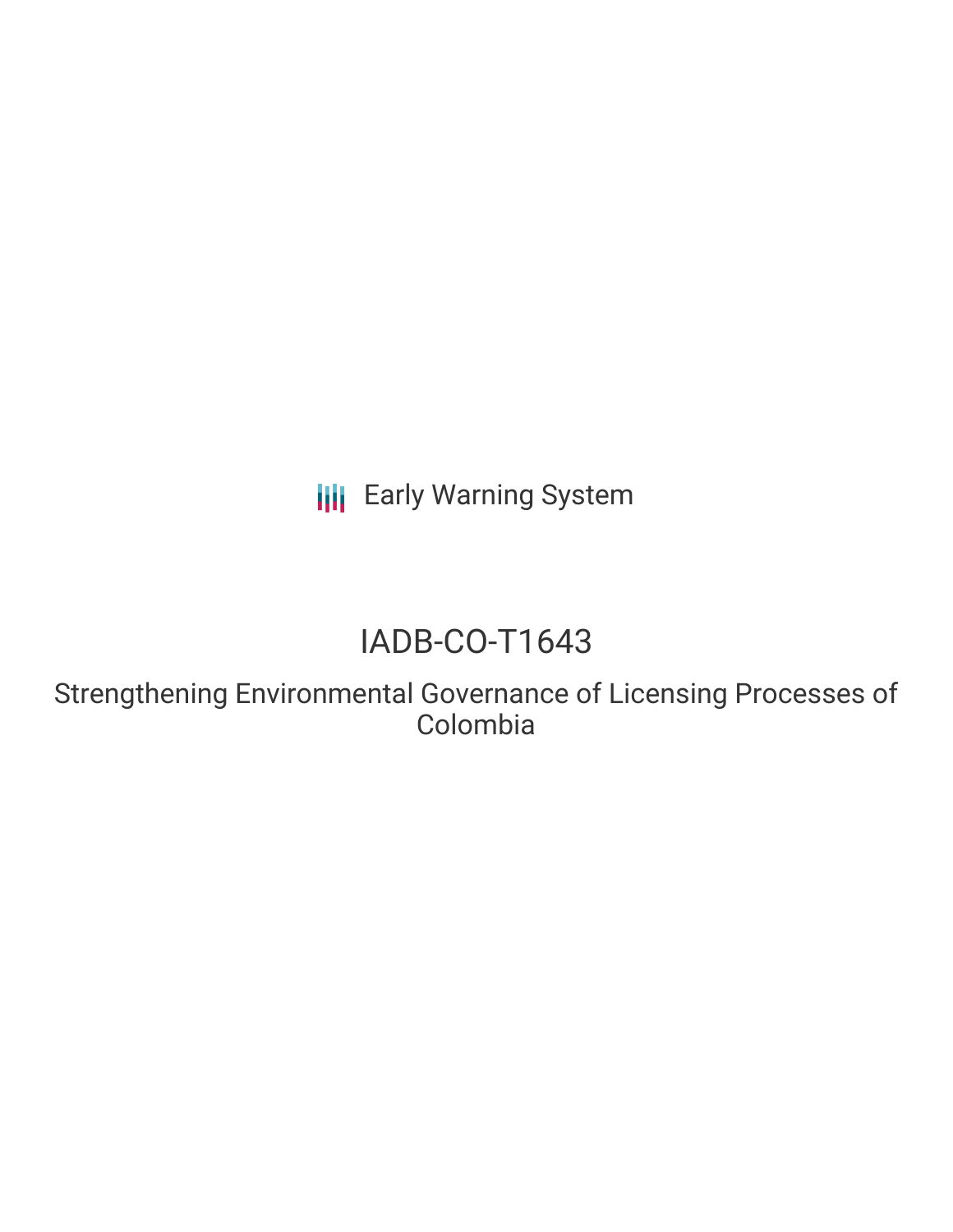Early Warning System

# IADB-CO-T1643

## Strengthening Environmental Governance of Licensing Processes of Colombia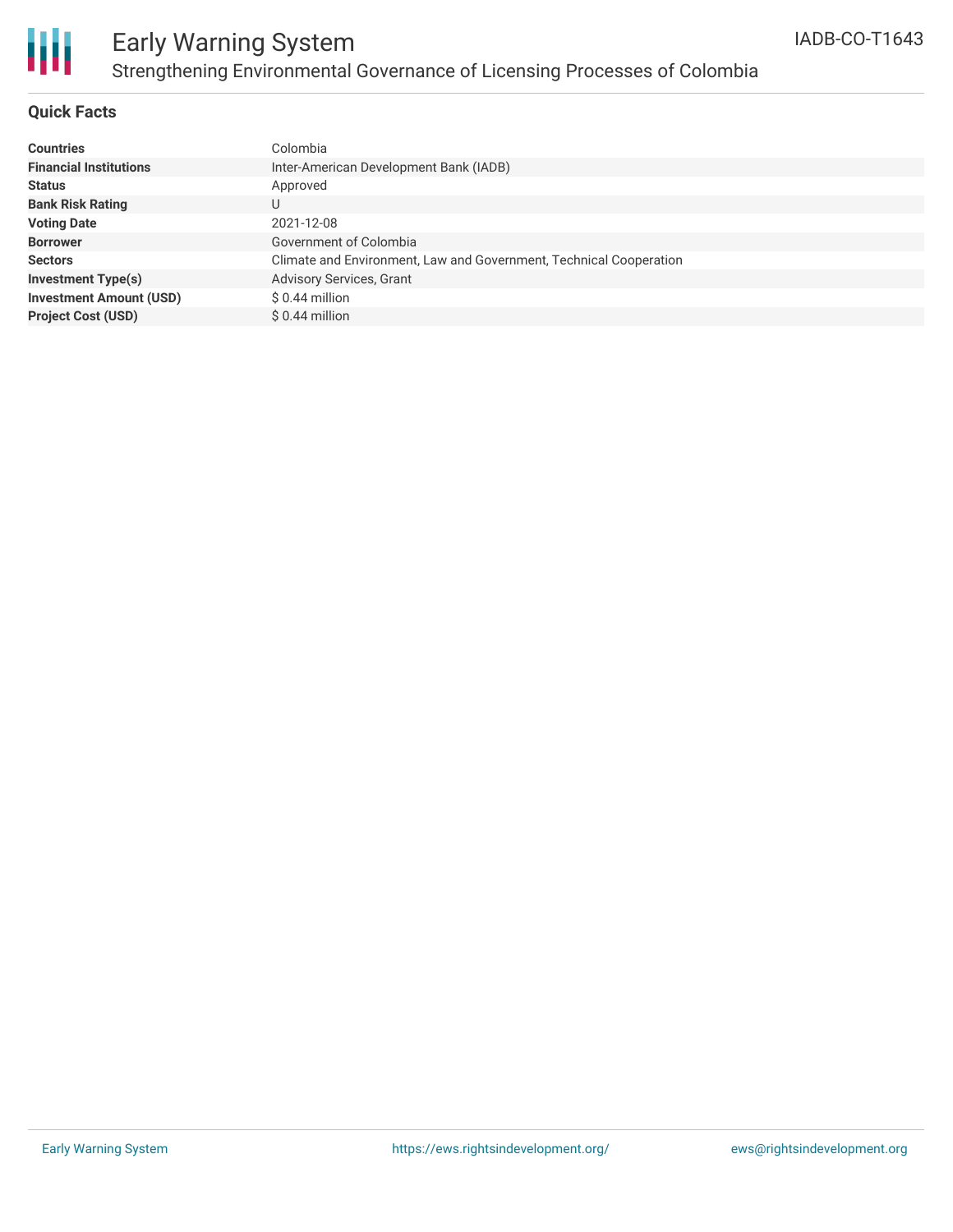# Early Warning System

## Strengthening Environmental Governance of Licensing Processes of Colombia

IADB-CO-T1643

### Quick Facts

| | |
|---|---|
| **Countries** | Colombia |
| **Financial Institutions** | Inter-American Development Bank (IADB) |
| **Status** | Approved |
| **Bank Risk Rating** | U |
| **Voting Date** | 2021-12-08 |
| **Borrower** | Government of Colombia |
| **Sectors** | Climate and Environment, Law and Government, Technical Cooperation |
| **Investment Type(s)** | Advisory Services, Grant |
| **Investment Amount (USD)** | $ 0.44 million |
| **Project Cost (USD)** | $ 0.44 million |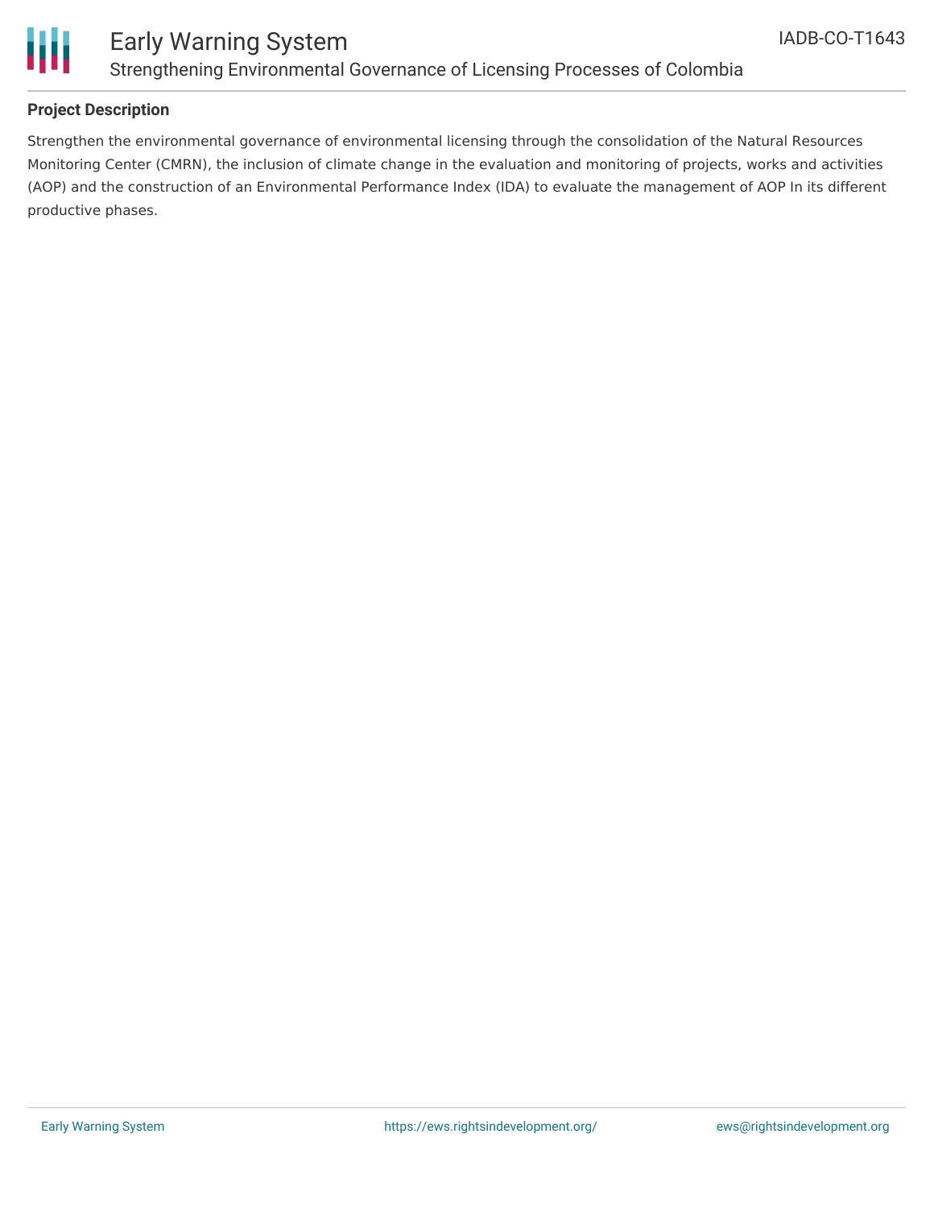## Project Description

Strengthen the environmental governance of environmental licensing through the consolidation of the Natural Resources Monitoring Center (CMRN), the inclusion of climate change in the evaluation and monitoring of projects, works and activities (AOP) and the construction of an Environmental Performance Index (IDA) to evaluate the management of AOP In its different productive phases.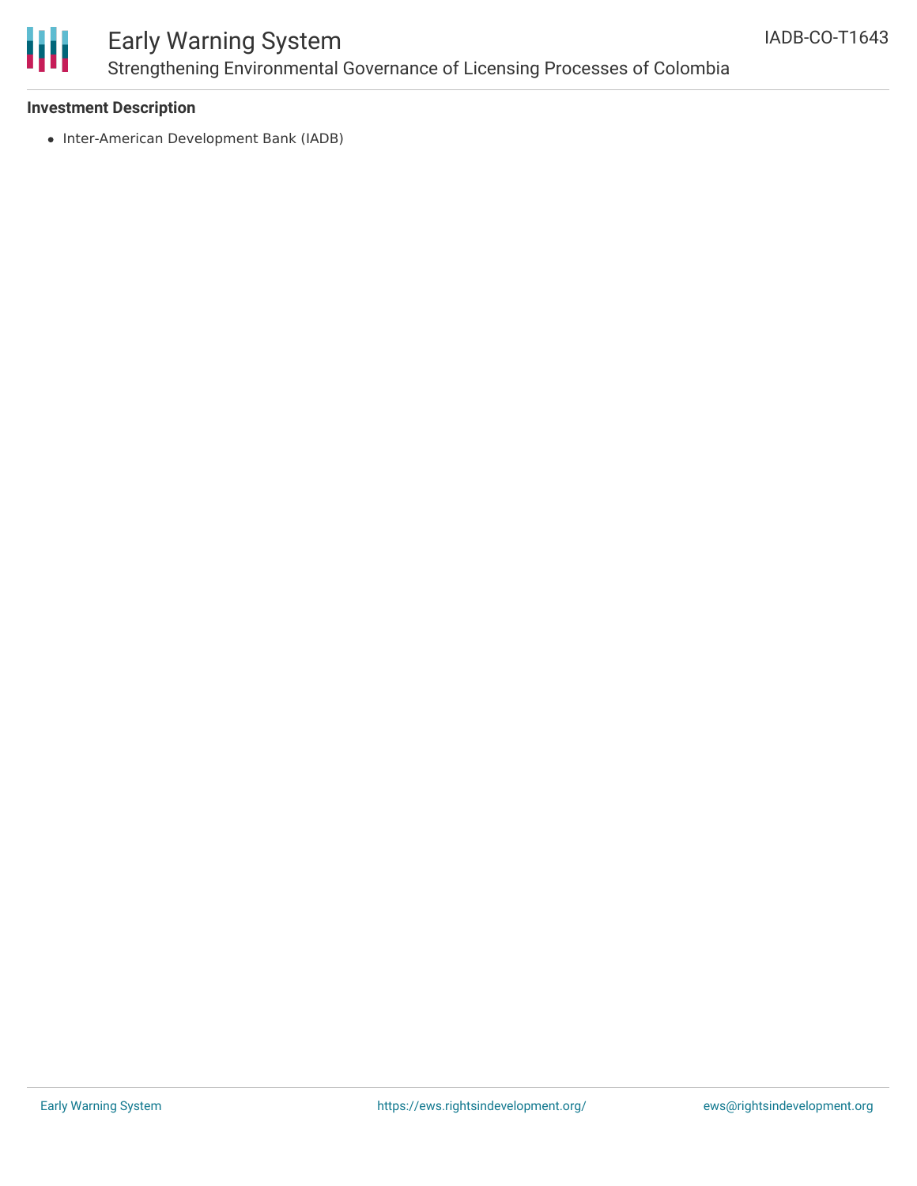**Investment Description**

- Inter-American Development Bank (IADB)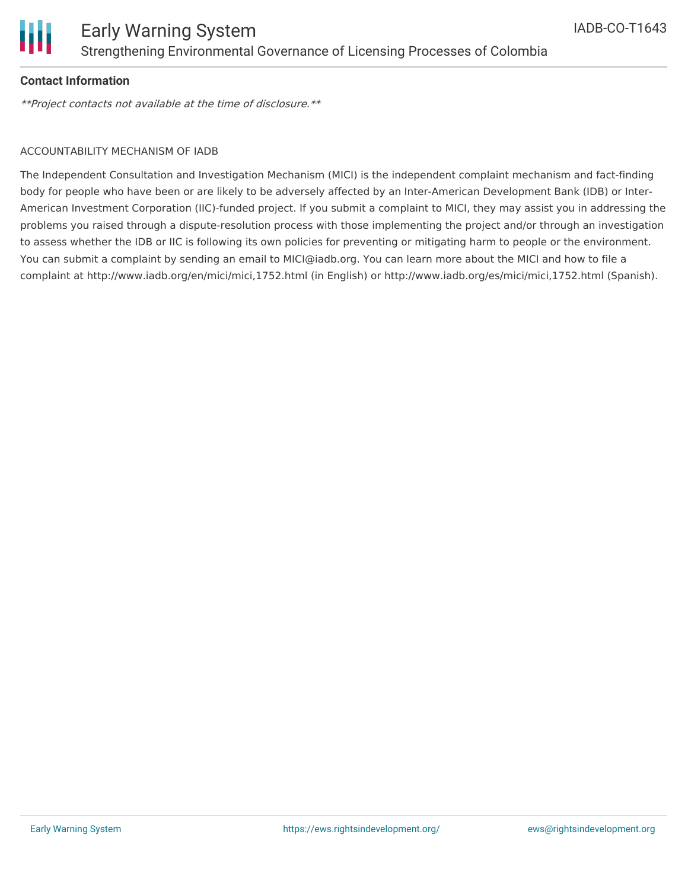**Contact Information**

*\*\*Project contacts not available at the time of disclosure.\*\**

ACCOUNTABILITY MECHANISM OF IADB

The Independent Consultation and Investigation Mechanism (MICI) is the independent complaint mechanism and fact-finding body for people who have been or are likely to be adversely affected by an Inter-American Development Bank (IDB) or Inter-American Investment Corporation (IIC)-funded project. If you submit a complaint to MICI, they may assist you in addressing the problems you raised through a dispute-resolution process with those implementing the project and/or through an investigation to assess whether the IDB or IIC is following its own policies for preventing or mitigating harm to people or the environment. You can submit a complaint by sending an email to MICI@iadb.org. You can learn more about the MICI and how to file a complaint at http://www.iadb.org/en/mici/mici,1752.html (in English) or http://www.iadb.org/es/mici/mici,1752.html (Spanish).